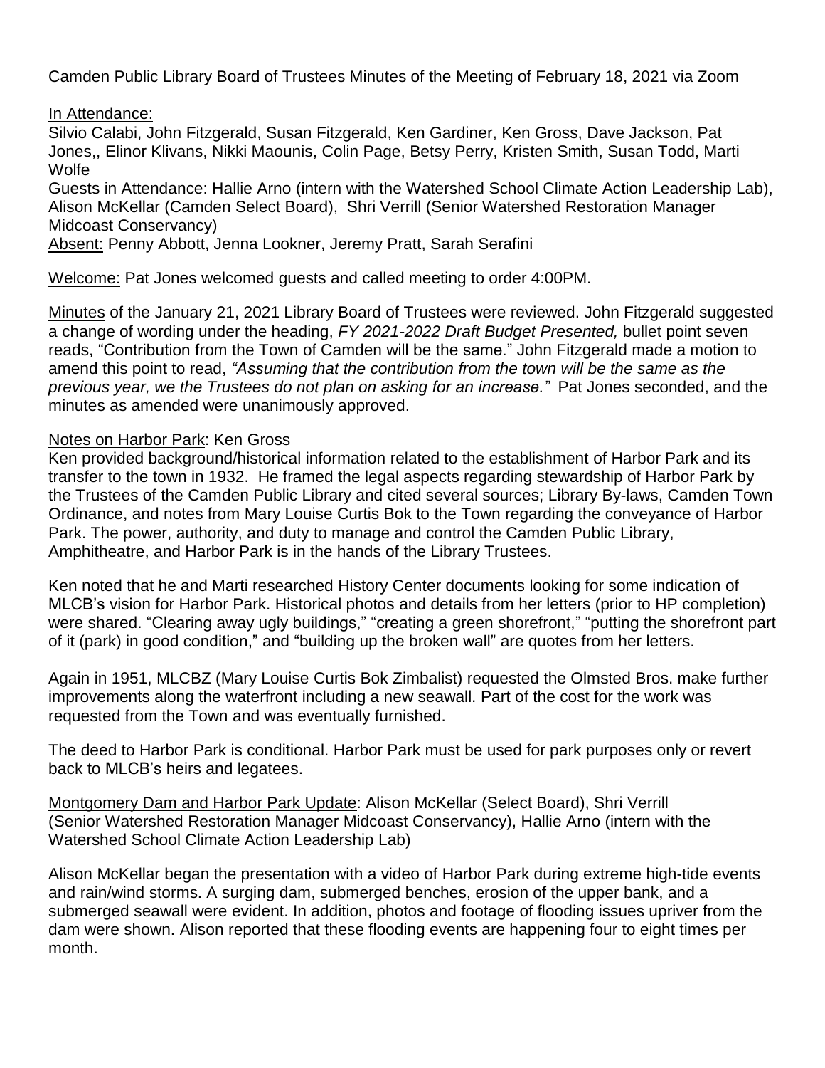Camden Public Library Board of Trustees Minutes of the Meeting of February 18, 2021 via Zoom

In Attendance:
Silvio Calabi, John Fitzgerald, Susan Fitzgerald, Ken Gardiner, Ken Gross, Dave Jackson, Pat Jones,, Elinor Klivans, Nikki Maounis, Colin Page, Betsy Perry, Kristen Smith, Susan Todd, Marti Wolfe
Guests in Attendance: Hallie Arno (intern with the Watershed School Climate Action Leadership Lab), Alison McKellar (Camden Select Board), Shri Verrill (Senior Watershed Restoration Manager Midcoast Conservancy)
Absent: Penny Abbott, Jenna Lookner, Jeremy Pratt, Sarah Serafini

Welcome: Pat Jones welcomed guests and called meeting to order 4:00PM.

Minutes of the January 21, 2021 Library Board of Trustees were reviewed. John Fitzgerald suggested a change of wording under the heading, *FY 2021-2022 Draft Budget Presented,* bullet point seven reads, "Contribution from the Town of Camden will be the same." John Fitzgerald made a motion to amend this point to read, *"Assuming that the contribution from the town will be the same as the previous year, we the Trustees do not plan on asking for an increase."* Pat Jones seconded, and the minutes as amended were unanimously approved.

Notes on Harbor Park: Ken Gross
Ken provided background/historical information related to the establishment of Harbor Park and its transfer to the town in 1932. He framed the legal aspects regarding stewardship of Harbor Park by the Trustees of the Camden Public Library and cited several sources; Library By-laws, Camden Town Ordinance, and notes from Mary Louise Curtis Bok to the Town regarding the conveyance of Harbor Park. The power, authority, and duty to manage and control the Camden Public Library, Amphitheatre, and Harbor Park is in the hands of the Library Trustees.

Ken noted that he and Marti researched History Center documents looking for some indication of MLCB's vision for Harbor Park. Historical photos and details from her letters (prior to HP completion) were shared. "Clearing away ugly buildings," "creating a green shorefront," "putting the shorefront part of it (park) in good condition," and "building up the broken wall" are quotes from her letters.

Again in 1951, MLCBZ (Mary Louise Curtis Bok Zimbalist) requested the Olmsted Bros. make further improvements along the waterfront including a new seawall. Part of the cost for the work was requested from the Town and was eventually furnished.

The deed to Harbor Park is conditional. Harbor Park must be used for park purposes only or revert back to MLCB's heirs and legatees.

Montgomery Dam and Harbor Park Update: Alison McKellar (Select Board), Shri Verrill (Senior Watershed Restoration Manager Midcoast Conservancy), Hallie Arno (intern with the Watershed School Climate Action Leadership Lab)

Alison McKellar began the presentation with a video of Harbor Park during extreme high-tide events and rain/wind storms. A surging dam, submerged benches, erosion of the upper bank, and a submerged seawall were evident. In addition, photos and footage of flooding issues upriver from the dam were shown. Alison reported that these flooding events are happening four to eight times per month.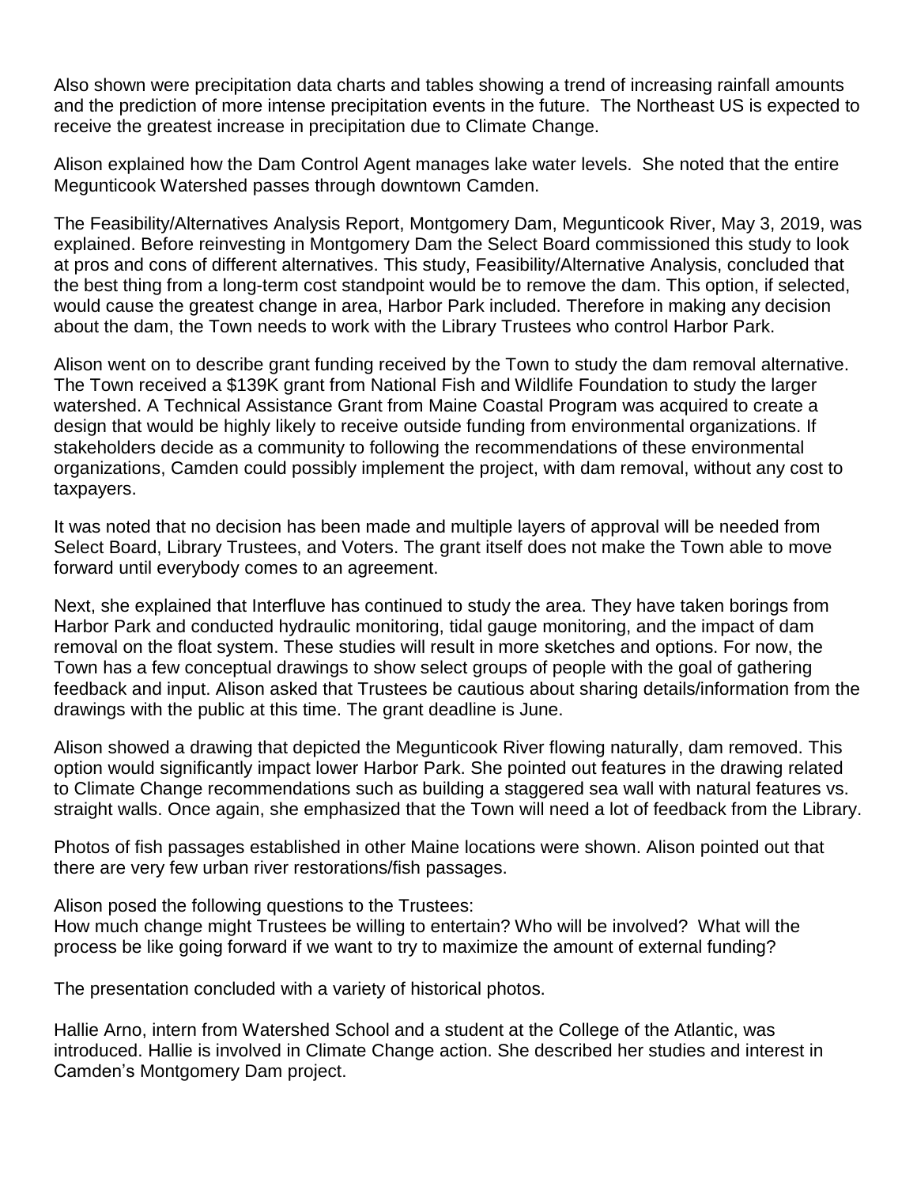Also shown were precipitation data charts and tables showing a trend of increasing rainfall amounts and the prediction of more intense precipitation events in the future. The Northeast US is expected to receive the greatest increase in precipitation due to Climate Change.

Alison explained how the Dam Control Agent manages lake water levels. She noted that the entire Megunticook Watershed passes through downtown Camden.

The Feasibility/Alternatives Analysis Report, Montgomery Dam, Megunticook River, May 3, 2019, was explained. Before reinvesting in Montgomery Dam the Select Board commissioned this study to look at pros and cons of different alternatives. This study, Feasibility/Alternative Analysis, concluded that the best thing from a long-term cost standpoint would be to remove the dam. This option, if selected, would cause the greatest change in area, Harbor Park included. Therefore in making any decision about the dam, the Town needs to work with the Library Trustees who control Harbor Park.

Alison went on to describe grant funding received by the Town to study the dam removal alternative. The Town received a $139K grant from National Fish and Wildlife Foundation to study the larger watershed. A Technical Assistance Grant from Maine Coastal Program was acquired to create a design that would be highly likely to receive outside funding from environmental organizations. If stakeholders decide as a community to following the recommendations of these environmental organizations, Camden could possibly implement the project, with dam removal, without any cost to taxpayers.

It was noted that no decision has been made and multiple layers of approval will be needed from Select Board, Library Trustees, and Voters. The grant itself does not make the Town able to move forward until everybody comes to an agreement.

Next, she explained that Interfluve has continued to study the area. They have taken borings from Harbor Park and conducted hydraulic monitoring, tidal gauge monitoring, and the impact of dam removal on the float system. These studies will result in more sketches and options. For now, the Town has a few conceptual drawings to show select groups of people with the goal of gathering feedback and input. Alison asked that Trustees be cautious about sharing details/information from the drawings with the public at this time. The grant deadline is June.

Alison showed a drawing that depicted the Megunticook River flowing naturally, dam removed. This option would significantly impact lower Harbor Park. She pointed out features in the drawing related to Climate Change recommendations such as building a staggered sea wall with natural features vs. straight walls. Once again, she emphasized that the Town will need a lot of feedback from the Library.

Photos of fish passages established in other Maine locations were shown. Alison pointed out that there are very few urban river restorations/fish passages.

Alison posed the following questions to the Trustees:
How much change might Trustees be willing to entertain? Who will be involved? What will the process be like going forward if we want to try to maximize the amount of external funding?

The presentation concluded with a variety of historical photos.

Hallie Arno, intern from Watershed School and a student at the College of the Atlantic, was introduced. Hallie is involved in Climate Change action. She described her studies and interest in Camden's Montgomery Dam project.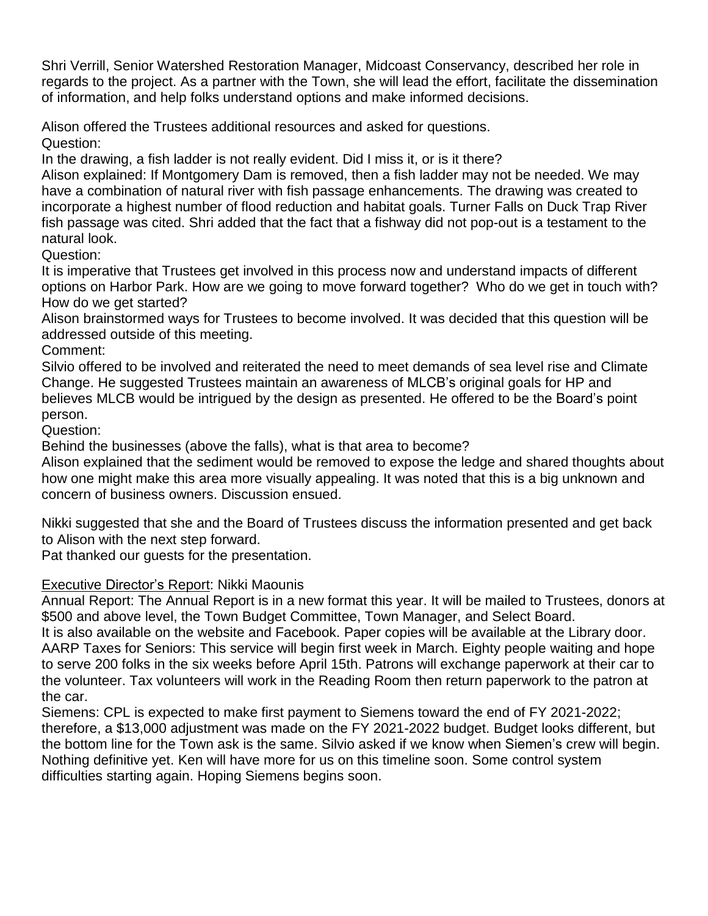Shri Verrill, Senior Watershed Restoration Manager, Midcoast Conservancy, described her role in regards to the project. As a partner with the Town, she will lead the effort, facilitate the dissemination of information, and help folks understand options and make informed decisions.

Alison offered the Trustees additional resources and asked for questions.
Question:
In the drawing, a fish ladder is not really evident. Did I miss it, or is it there?
Alison explained: If Montgomery Dam is removed, then a fish ladder may not be needed. We may have a combination of natural river with fish passage enhancements. The drawing was created to incorporate a highest number of flood reduction and habitat goals. Turner Falls on Duck Trap River fish passage was cited. Shri added that the fact that a fishway did not pop-out is a testament to the natural look.
Question:
It is imperative that Trustees get involved in this process now and understand impacts of different options on Harbor Park. How are we going to move forward together? Who do we get in touch with? How do we get started?
Alison brainstormed ways for Trustees to become involved. It was decided that this question will be addressed outside of this meeting.
Comment:
Silvio offered to be involved and reiterated the need to meet demands of sea level rise and Climate Change. He suggested Trustees maintain an awareness of MLCB's original goals for HP and believes MLCB would be intrigued by the design as presented. He offered to be the Board's point person.
Question:
Behind the businesses (above the falls), what is that area to become?
Alison explained that the sediment would be removed to expose the ledge and shared thoughts about how one might make this area more visually appealing. It was noted that this is a big unknown and concern of business owners. Discussion ensued.

Nikki suggested that she and the Board of Trustees discuss the information presented and get back to Alison with the next step forward.
Pat thanked our guests for the presentation.

Executive Director's Report: Nikki Maounis
Annual Report: The Annual Report is in a new format this year. It will be mailed to Trustees, donors at $500 and above level, the Town Budget Committee, Town Manager, and Select Board.
It is also available on the website and Facebook. Paper copies will be available at the Library door.
AARP Taxes for Seniors: This service will begin first week in March. Eighty people waiting and hope to serve 200 folks in the six weeks before April 15th. Patrons will exchange paperwork at their car to the volunteer. Tax volunteers will work in the Reading Room then return paperwork to the patron at the car.
Siemens: CPL is expected to make first payment to Siemens toward the end of FY 2021-2022; therefore, a $13,000 adjustment was made on the FY 2021-2022 budget. Budget looks different, but the bottom line for the Town ask is the same. Silvio asked if we know when Siemen's crew will begin. Nothing definitive yet. Ken will have more for us on this timeline soon. Some control system difficulties starting again. Hoping Siemens begins soon.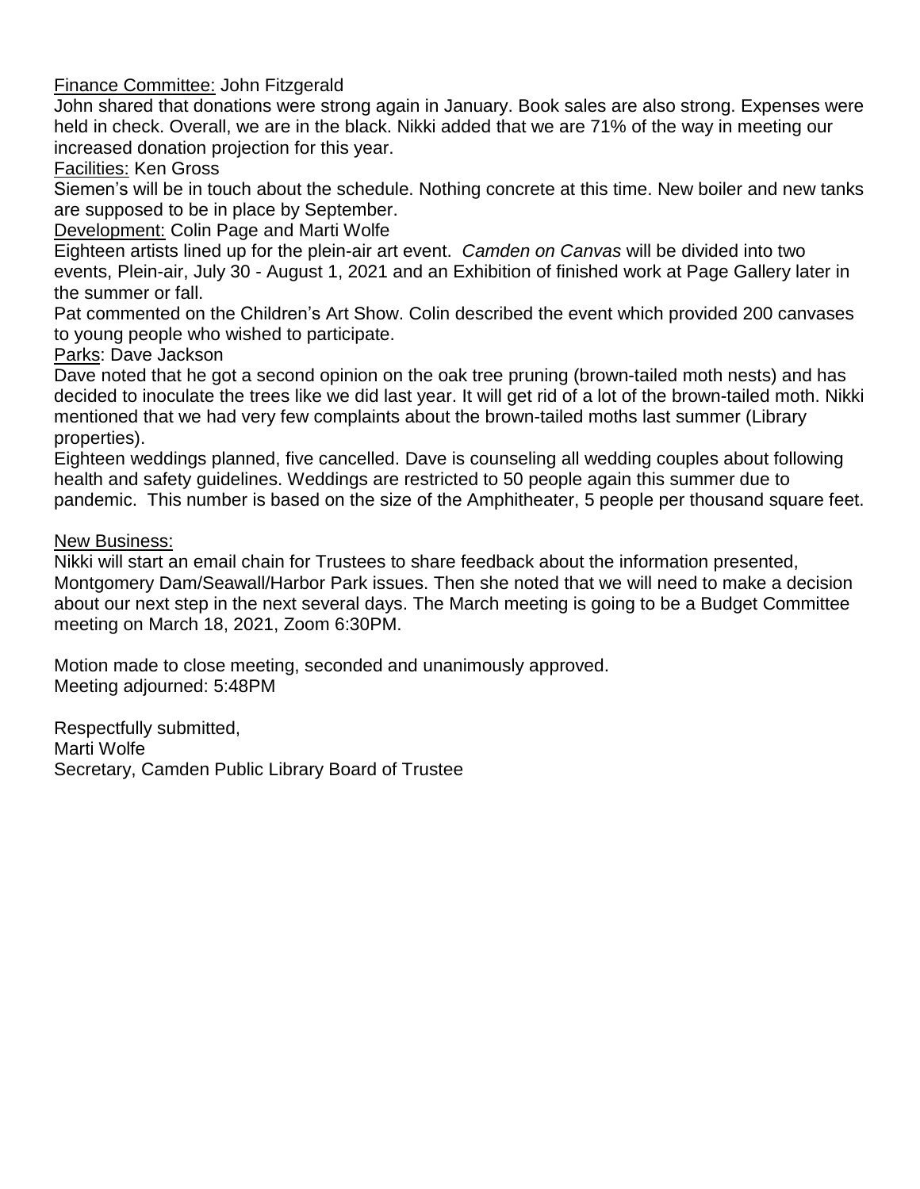<u>Finance Committee:</u> John Fitzgerald

John shared that donations were strong again in January. Book sales are also strong. Expenses were held in check. Overall, we are in the black. Nikki added that we are 71% of the way in meeting our increased donation projection for this year.

<u>Facilities:</u> Ken Gross

Siemen's will be in touch about the schedule. Nothing concrete at this time. New boiler and new tanks are supposed to be in place by September.

<u>Development:</u> Colin Page and Marti Wolfe

Eighteen artists lined up for the plein-air art event. *Camden on Canvas* will be divided into two events, Plein-air, July 30 - August 1, 2021 and an Exhibition of finished work at Page Gallery later in the summer or fall.

Pat commented on the Children's Art Show. Colin described the event which provided 200 canvases to young people who wished to participate.

<u>Parks</u>: Dave Jackson

Dave noted that he got a second opinion on the oak tree pruning (brown-tailed moth nests) and has decided to inoculate the trees like we did last year. It will get rid of a lot of the brown-tailed moth. Nikki mentioned that we had very few complaints about the brown-tailed moths last summer (Library properties).

Eighteen weddings planned, five cancelled. Dave is counseling all wedding couples about following health and safety guidelines. Weddings are restricted to 50 people again this summer due to pandemic. This number is based on the size of the Amphitheater, 5 people per thousand square feet.

<u>New Business:</u>

Nikki will start an email chain for Trustees to share feedback about the information presented, Montgomery Dam/Seawall/Harbor Park issues. Then she noted that we will need to make a decision about our next step in the next several days. The March meeting is going to be a Budget Committee meeting on March 18, 2021, Zoom 6:30PM.

Motion made to close meeting, seconded and unanimously approved.
Meeting adjourned: 5:48PM

Respectfully submitted,
Marti Wolfe
Secretary, Camden Public Library Board of Trustee